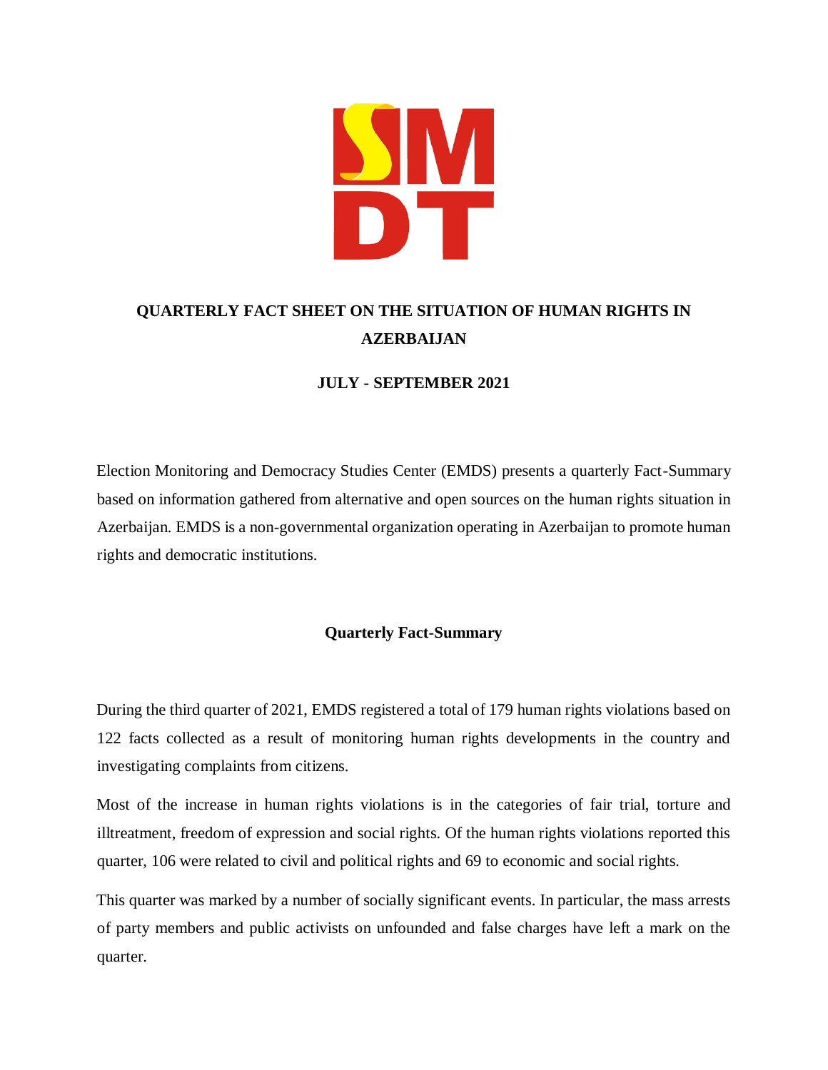# QUARTERLY FACT SHEET ON THE SITUATION OF HUMAN RIGHTS IN AZERBAIJAN

**JULY - SEPTEMBER 2021**

Election Monitoring and Democracy Studies Center (EMDS) presents a quarterly Fact-Summary based on information gathered from alternative and open sources on the human rights situation in Azerbaijan. EMDS is a non-governmental organization operating in Azerbaijan to promote human rights and democratic institutions.

## Quarterly Fact-Summary

During the third quarter of 2021, EMDS registered a total of 179 human rights violations based on 122 facts collected as a result of monitoring human rights developments in the country and investigating complaints from citizens.

Most of the increase in human rights violations is in the categories of fair trial, torture and illtreatment, freedom of expression and social rights. Of the human rights violations reported this quarter, 106 were related to civil and political rights and 69 to economic and social rights.

This quarter was marked by a number of socially significant events. In particular, the mass arrests of party members and public activists on unfounded and false charges have left a mark on the quarter.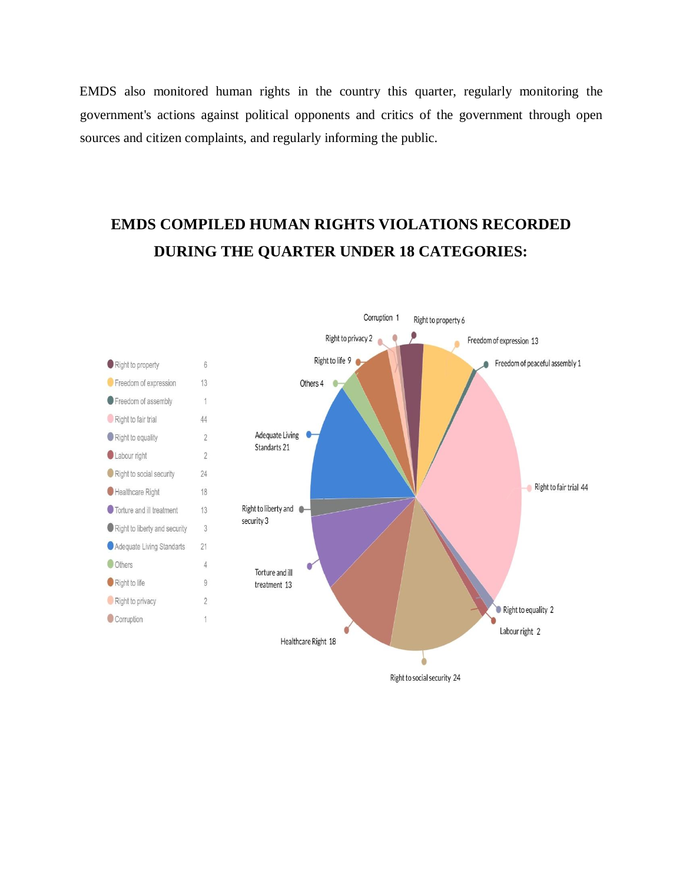EMDS also monitored human rights in the country this quarter, regularly monitoring the government's actions against political opponents and critics of the government through open sources and citizen complaints, and regularly informing the public.

## EMDS COMPILED HUMAN RIGHTS VIOLATIONS RECORDED DURING THE QUARTER UNDER 18 CATEGORIES:

Right to property 6
Freedom of expression 13
Freedom of assembly 1
Right to fair trial 44
Right to equality 2
Labour right 2
Right to social security 24
Healthcare Right 18
Torture and ill treatment 13
Right to liberty and security 3
Adequate Living Standarts 21
Others 4
Right to life 9
Right to privacy 2
Corruption 1

Corruption 1
Right to property 6
Right to privacy 2
Freedom of expression 13
Freedom of peaceful assembly 1
Right to life 9
Others 4
Adequate Living Standarts 21
Right to fair trial 44
Right to liberty and security 3
Torture and ill treatment 13
Right to equality 2
Labour right 2
Healthcare Right 18
Right to social security 24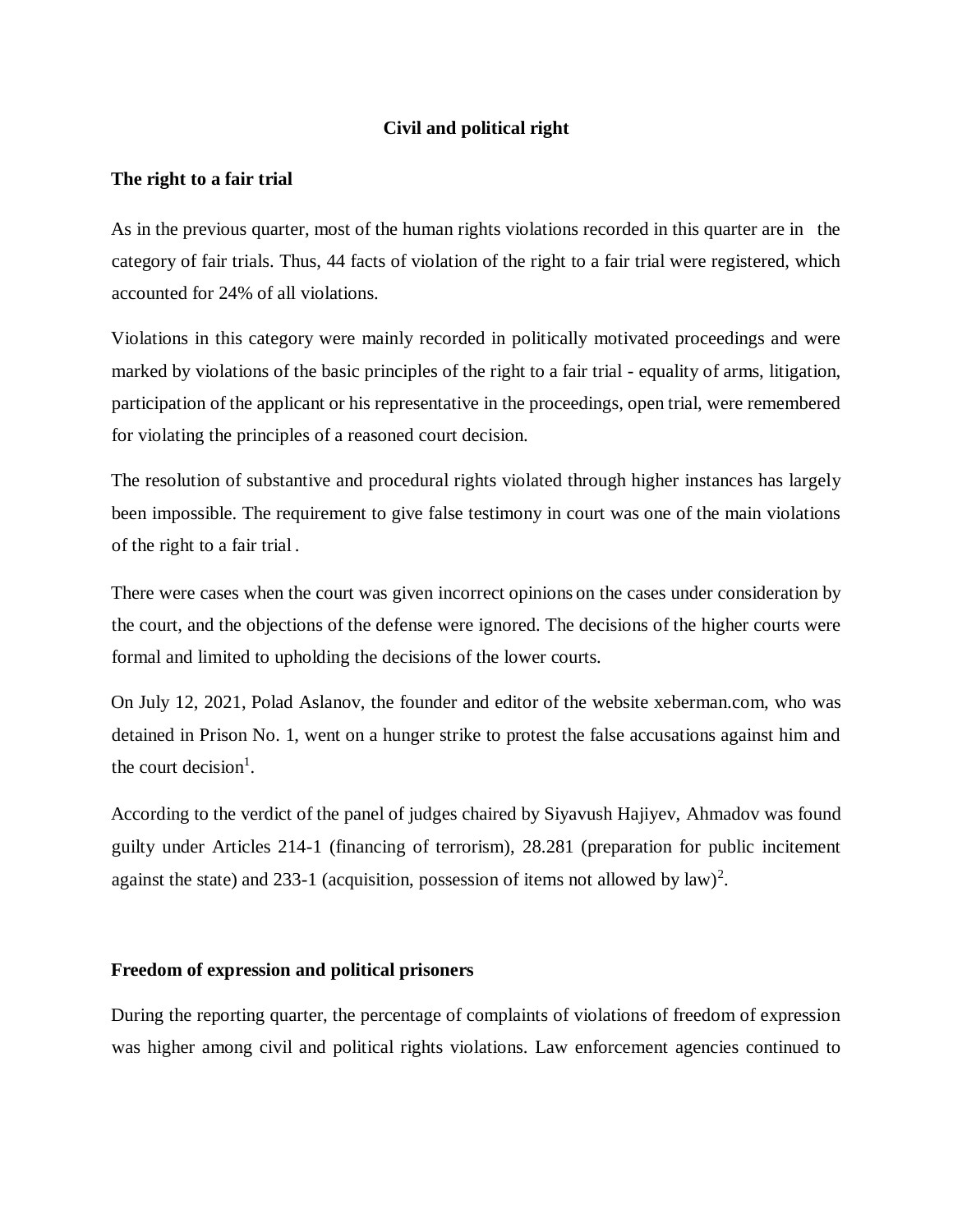## Civil and political right

### The right to a fair trial

As in the previous quarter, most of the human rights violations recorded in this quarter are in the category of fair trials. Thus, 44 facts of violation of the right to a fair trial were registered, which accounted for 24% of all violations.

Violations in this category were mainly recorded in politically motivated proceedings and were marked by violations of the basic principles of the right to a fair trial - equality of arms, litigation, participation of the applicant or his representative in the proceedings, open trial, were remembered for violating the principles of a reasoned court decision.

The resolution of substantive and procedural rights violated through higher instances has largely been impossible. The requirement to give false testimony in court was one of the main violations of the right to a fair trial.

There were cases when the court was given incorrect opinions on the cases under consideration by the court, and the objections of the defense were ignored. The decisions of the higher courts were formal and limited to upholding the decisions of the lower courts.

On July 12, 2021, Polad Aslanov, the founder and editor of the website xeberman.com, who was detained in Prison No. 1, went on a hunger strike to protest the false accusations against him and the court decision[1].

According to the verdict of the panel of judges chaired by Siyavush Hajiyev, Ahmadov was found guilty under Articles 214-1 (financing of terrorism), 28.281 (preparation for public incitement against the state) and 233-1 (acquisition, possession of items not allowed by law)[2].

### Freedom of expression and political prisoners

During the reporting quarter, the percentage of complaints of violations of freedom of expression was higher among civil and political rights violations. Law enforcement agencies continued to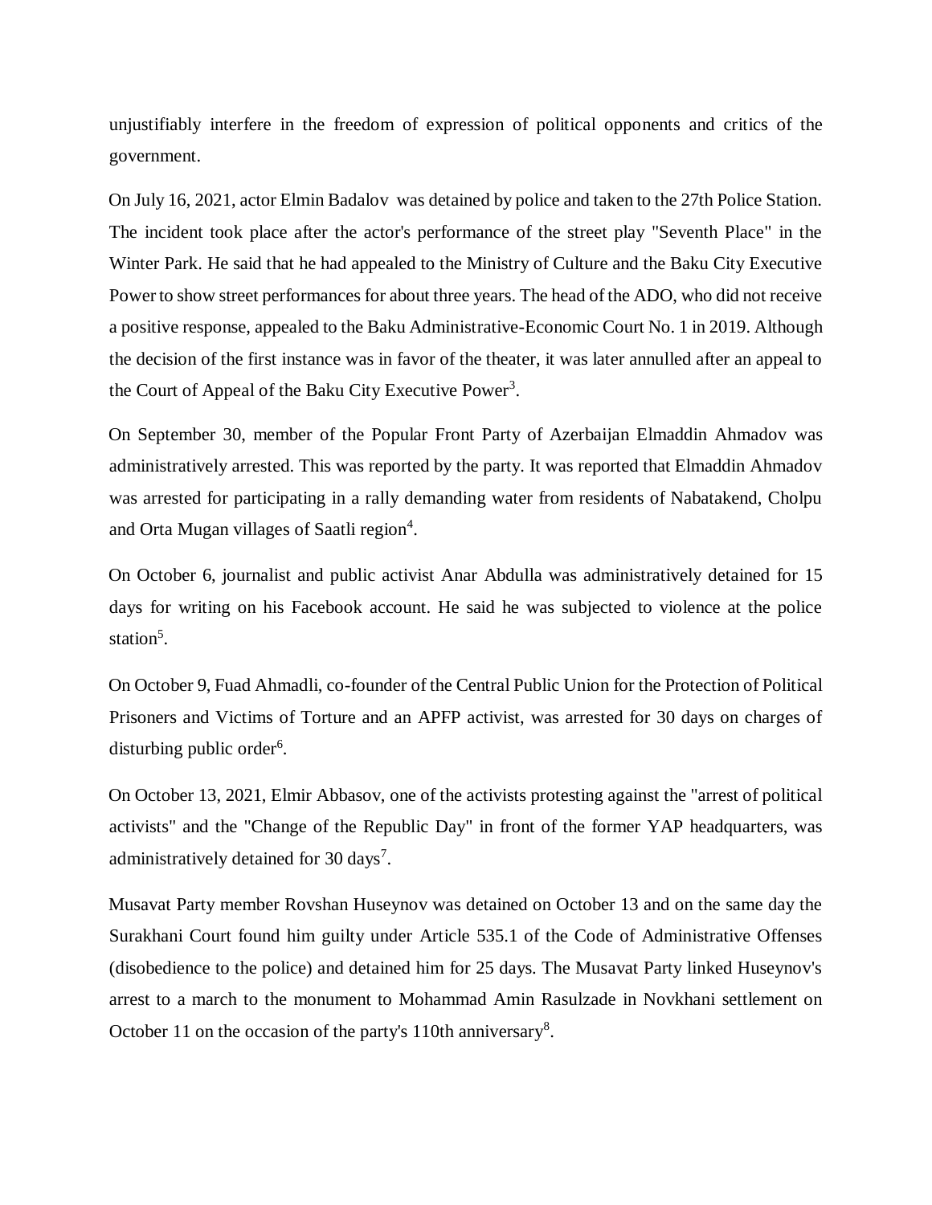unjustifiably interfere in the freedom of expression of political opponents and critics of the government.

On July 16, 2021, actor Elmin Badalov was detained by police and taken to the 27th Police Station. The incident took place after the actor's performance of the street play "Seventh Place" in the Winter Park. He said that he had appealed to the Ministry of Culture and the Baku City Executive Power to show street performances for about three years. The head of the ADO, who did not receive a positive response, appealed to the Baku Administrative-Economic Court No. 1 in 2019. Although the decision of the first instance was in favor of the theater, it was later annulled after an appeal to the Court of Appeal of the Baku City Executive Power[3].

On September 30, member of the Popular Front Party of Azerbaijan Elmaddin Ahmadov was administratively arrested. This was reported by the party. It was reported that Elmaddin Ahmadov was arrested for participating in a rally demanding water from residents of Nabatakend, Cholpu and Orta Mugan villages of Saatli region[4].

On October 6, journalist and public activist Anar Abdulla was administratively detained for 15 days for writing on his Facebook account. He said he was subjected to violence at the police station[5].

On October 9, Fuad Ahmadli, co-founder of the Central Public Union for the Protection of Political Prisoners and Victims of Torture and an APFP activist, was arrested for 30 days on charges of disturbing public order[6].

On October 13, 2021, Elmir Abbasov, one of the activists protesting against the "arrest of political activists" and the "Change of the Republic Day" in front of the former YAP headquarters, was administratively detained for 30 days[7].

Musavat Party member Rovshan Huseynov was detained on October 13 and on the same day the Surakhani Court found him guilty under Article 535.1 of the Code of Administrative Offenses (disobedience to the police) and detained him for 25 days. The Musavat Party linked Huseynov's arrest to a march to the monument to Mohammad Amin Rasulzade in Novkhani settlement on October 11 on the occasion of the party's 110th anniversary[8].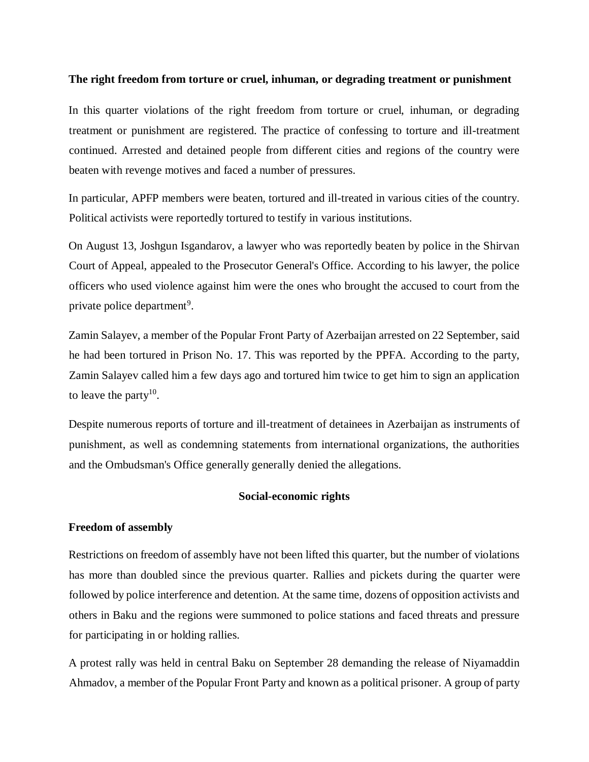**The right freedom from torture or cruel, inhuman, or degrading treatment or punishment**

In this quarter violations of the right freedom from torture or cruel, inhuman, or degrading treatment or punishment are registered. The practice of confessing to torture and ill-treatment continued. Arrested and detained people from different cities and regions of the country were beaten with revenge motives and faced a number of pressures.

In particular, APFP members were beaten, tortured and ill-treated in various cities of the country. Political activists were reportedly tortured to testify in various institutions.

On August 13, Joshgun Isgandarov, a lawyer who was reportedly beaten by police in the Shirvan Court of Appeal, appealed to the Prosecutor General's Office. According to his lawyer, the police officers who used violence against him were the ones who brought the accused to court from the private police department[9].

Zamin Salayev, a member of the Popular Front Party of Azerbaijan arrested on 22 September, said he had been tortured in Prison No. 17. This was reported by the PPFA. According to the party, Zamin Salayev called him a few days ago and tortured him twice to get him to sign an application to leave the party[10].

Despite numerous reports of torture and ill-treatment of detainees in Azerbaijan as instruments of punishment, as well as condemning statements from international organizations, the authorities and the Ombudsman's Office generally generally denied the allegations.

## Social-economic rights

**Freedom of assembly**

Restrictions on freedom of assembly have not been lifted this quarter, but the number of violations has more than doubled since the previous quarter. Rallies and pickets during the quarter were followed by police interference and detention. At the same time, dozens of opposition activists and others in Baku and the regions were summoned to police stations and faced threats and pressure for participating in or holding rallies.

A protest rally was held in central Baku on September 28 demanding the release of Niyamaddin Ahmadov, a member of the Popular Front Party and known as a political prisoner. A group of party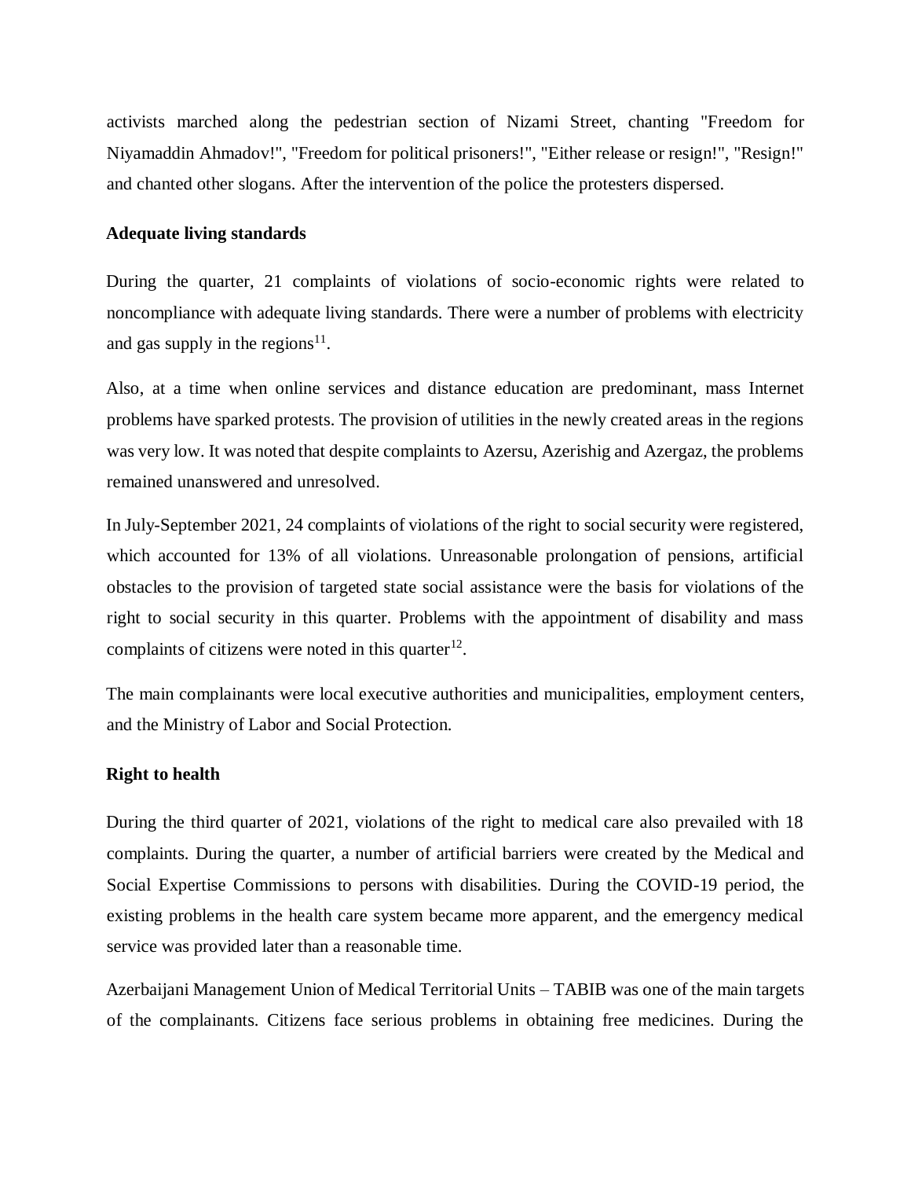activists marched along the pedestrian section of Nizami Street, chanting "Freedom for Niyamaddin Ahmadov!", "Freedom for political prisoners!", "Either release or resign!", "Resign!" and chanted other slogans. After the intervention of the police the protesters dispersed.

**Adequate living standards**

During the quarter, 21 complaints of violations of socio-economic rights were related to noncompliance with adequate living standards. There were a number of problems with electricity and gas supply in the regions[11].

Also, at a time when online services and distance education are predominant, mass Internet problems have sparked protests. The provision of utilities in the newly created areas in the regions was very low. It was noted that despite complaints to Azersu, Azerishig and Azergaz, the problems remained unanswered and unresolved.

In July-September 2021, 24 complaints of violations of the right to social security were registered, which accounted for 13% of all violations. Unreasonable prolongation of pensions, artificial obstacles to the provision of targeted state social assistance were the basis for violations of the right to social security in this quarter. Problems with the appointment of disability and mass complaints of citizens were noted in this quarter[12].

The main complainants were local executive authorities and municipalities, employment centers, and the Ministry of Labor and Social Protection.

**Right to health**

During the third quarter of 2021, violations of the right to medical care also prevailed with 18 complaints. During the quarter, a number of artificial barriers were created by the Medical and Social Expertise Commissions to persons with disabilities. During the COVID-19 period, the existing problems in the health care system became more apparent, and the emergency medical service was provided later than a reasonable time.

Azerbaijani Management Union of Medical Territorial Units – TABIB was one of the main targets of the complainants. Citizens face serious problems in obtaining free medicines. During the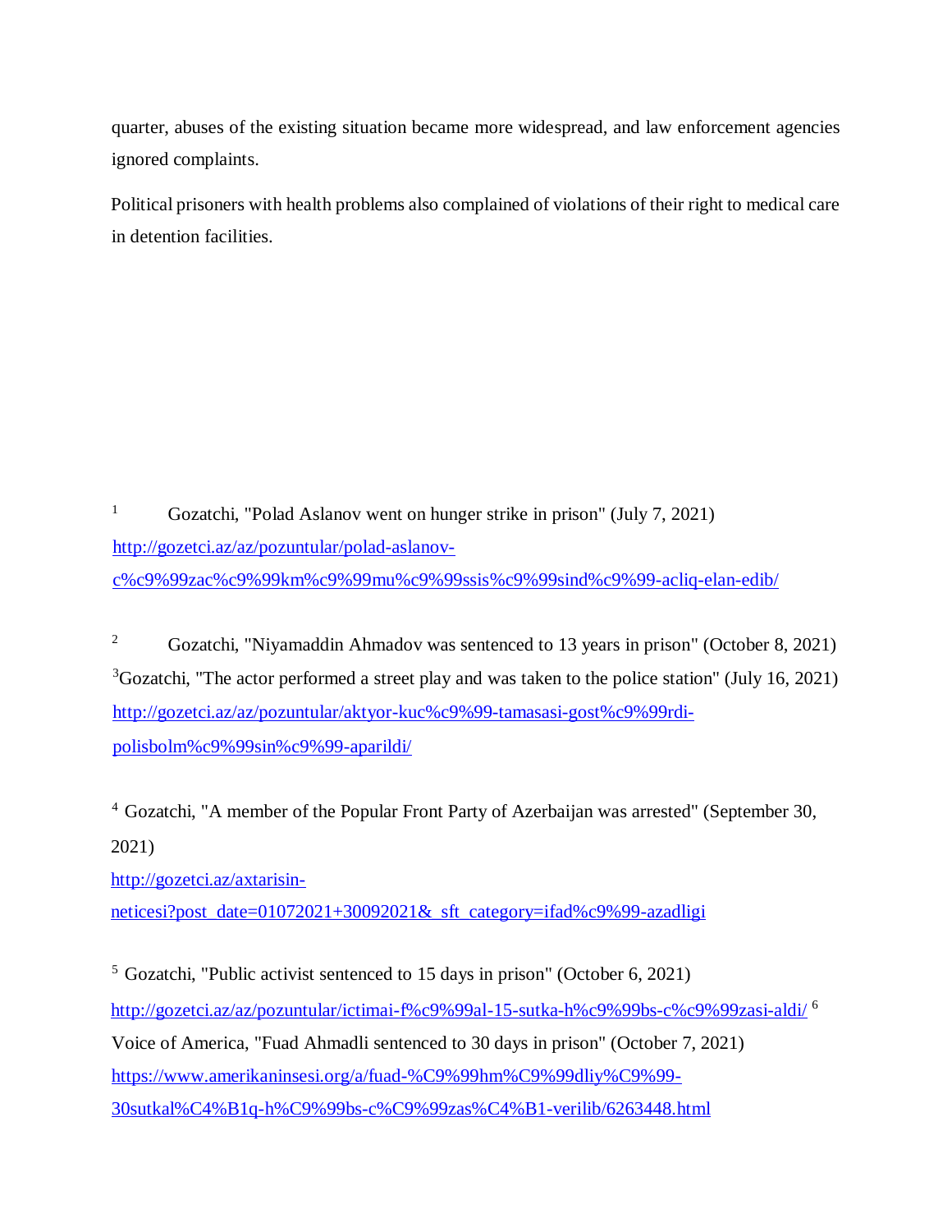quarter, abuses of the existing situation became more widespread, and law enforcement agencies ignored complaints.

Political prisoners with health problems also complained of violations of their right to medical care in detention facilities.

[1] Gozatchi, "Polad Aslanov went on hunger strike in prison" (July 7, 2021) http://gozetci.az/az/pozuntular/polad-aslanov-c%c9%99zac%c9%99km%c9%99mu%c9%99ssis%c9%99sind%c9%99-acliq-elan-edib/

[2] Gozatchi, "Niyamaddin Ahmadov was sentenced to 13 years in prison" (October 8, 2021)

[3] Gozatchi, "The actor performed a street play and was taken to the police station" (July 16, 2021) http://gozetci.az/az/pozuntular/aktyor-kuc%c9%99-tamasasi-gost%c9%99rdi-polisbolm%c9%99sin%c9%99-aparildi/

[4] Gozatchi, "A member of the Popular Front Party of Azerbaijan was arrested" (September 30, 2021) http://gozetci.az/axtarisin-neticesi?post_date=01072021+30092021&_sft_category=ifad%c9%99-azadligi

[5] Gozatchi, "Public activist sentenced to 15 days in prison" (October 6, 2021) http://gozetci.az/az/pozuntular/ictimai-f%c9%99al-15-sutka-h%c9%99bs-c%c9%99zasi-aldi/

[6] Voice of America, "Fuad Ahmadli sentenced to 30 days in prison" (October 7, 2021) https://www.amerikaninsesi.org/a/fuad-%C9%99hm%C9%99dliy%C9%99-30sutkal%C4%B1q-h%C9%99bs-c%C9%99zas%C4%B1-verilib/6263448.html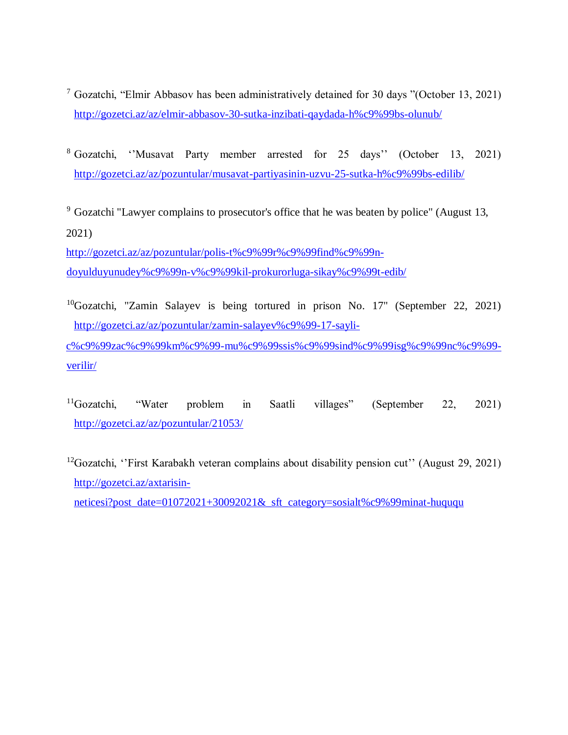[7] Gozatchi, "Elmir Abbasov has been administratively detained for 30 days "(October 13, 2021) http://gozetci.az/az/elmir-abbasov-30-sutka-inzibati-qaydada-h%c9%99bs-olunub/

[8] Gozatchi, ''Musavat Party member arrested for 25 days'' (October 13, 2021) http://gozetci.az/az/pozuntular/musavat-partiyasinin-uzvu-25-sutka-h%c9%99bs-edilib/

[9] Gozatchi "Lawyer complains to prosecutor's office that he was beaten by police" (August 13, 2021) http://gozetci.az/az/pozuntular/polis-t%c9%99r%c9%99find%c9%99n-doyulduyunudey%c9%99n-v%c9%99kil-prokurorluga-sikay%c9%99t-edib/

[10] Gozatchi, "Zamin Salayev is being tortured in prison No. 17" (September 22, 2021) http://gozetci.az/az/pozuntular/zamin-salayev%c9%99-17-sayli-c%c9%99zac%c9%99km%c9%99-mu%c9%99ssis%c9%99sind%c9%99isg%c9%99nc%c9%99-verilir/

[11] Gozatchi, "Water problem in Saatli villages" (September 22, 2021) http://gozetci.az/az/pozuntular/21053/

[12] Gozatchi, ''First Karabakh veteran complains about disability pension cut'' (August 29, 2021) http://gozetci.az/axtarisin-neticesi?post_date=01072021+30092021&_sft_category=sosialt%c9%99minat-huququ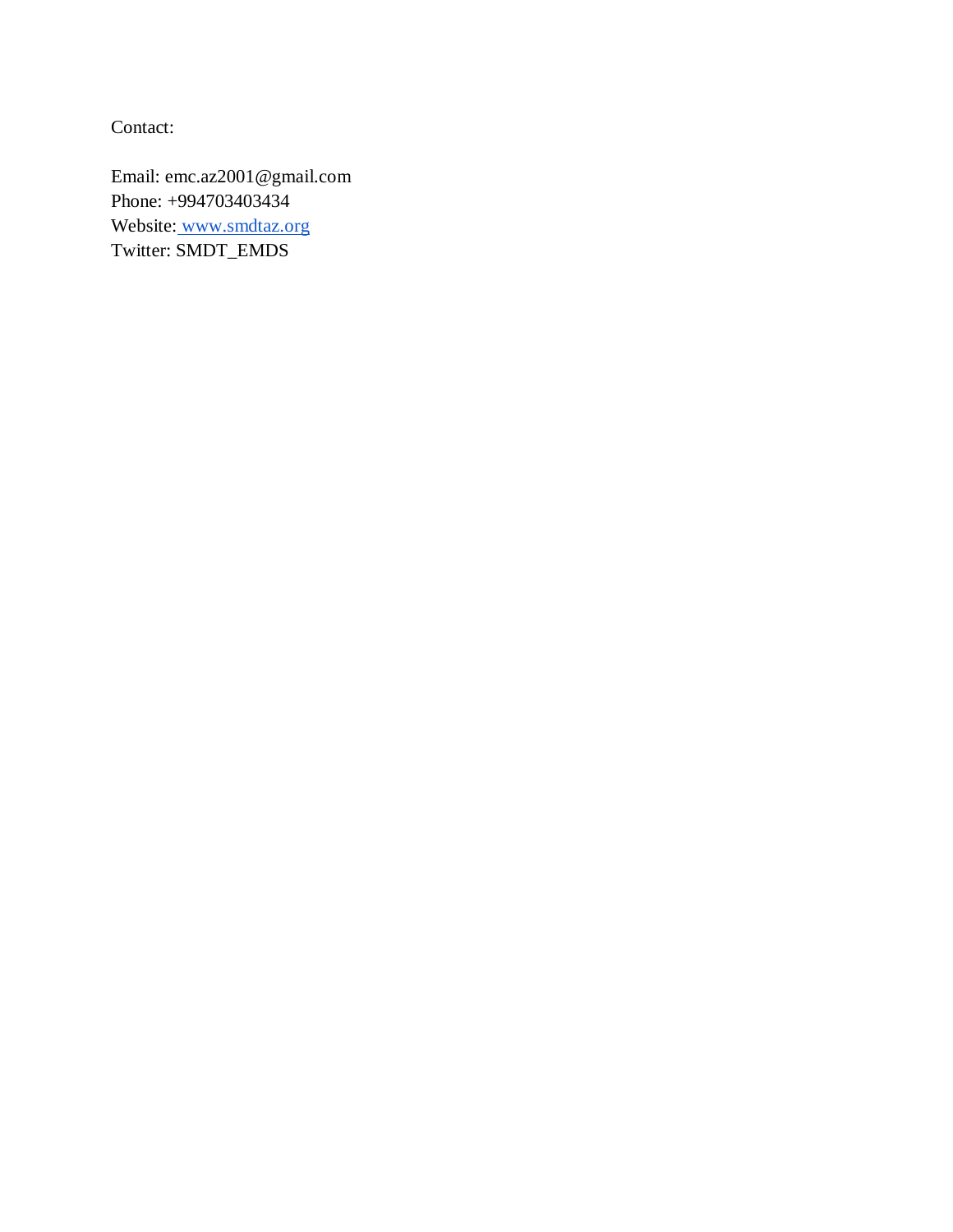Contact:

Email: emc.az2001@gmail.com
Phone: +994703403434
Website: [www.smdtaz.org](http://www.smdtaz.org)
Twitter: SMDT_EMDS